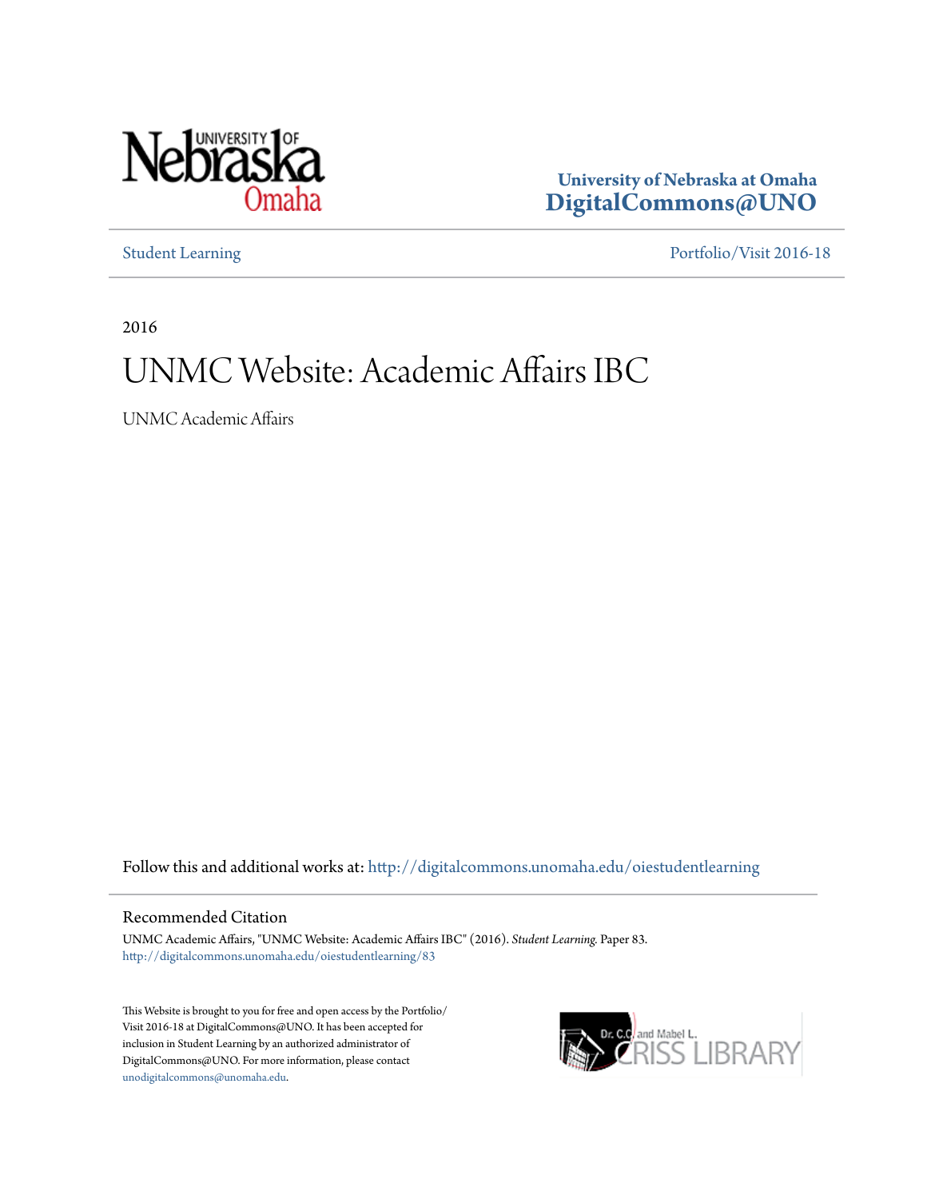University of Nebraska at Omaha
**DigitalCommons@UNO**

Student Learning | Portfolio/Visit 2016-18

2016

# UNMC Website: Academic Affairs IBC

UNMC Academic Affairs

Follow this and additional works at: http://digitalcommons.unomaha.edu/oiestudentlearning

## Recommended Citation

UNMC Academic Affairs, "UNMC Website: Academic Affairs IBC" (2016). *Student Learning*. Paper 83.
http://digitalcommons.unomaha.edu/oiestudentlearning/83

This Website is brought to you for free and open access by the Portfolio/Visit 2016-18 at DigitalCommons@UNO. It has been accepted for inclusion in Student Learning by an authorized administrator of DigitalCommons@UNO. For more information, please contact unodigitalcommons@unomaha.edu.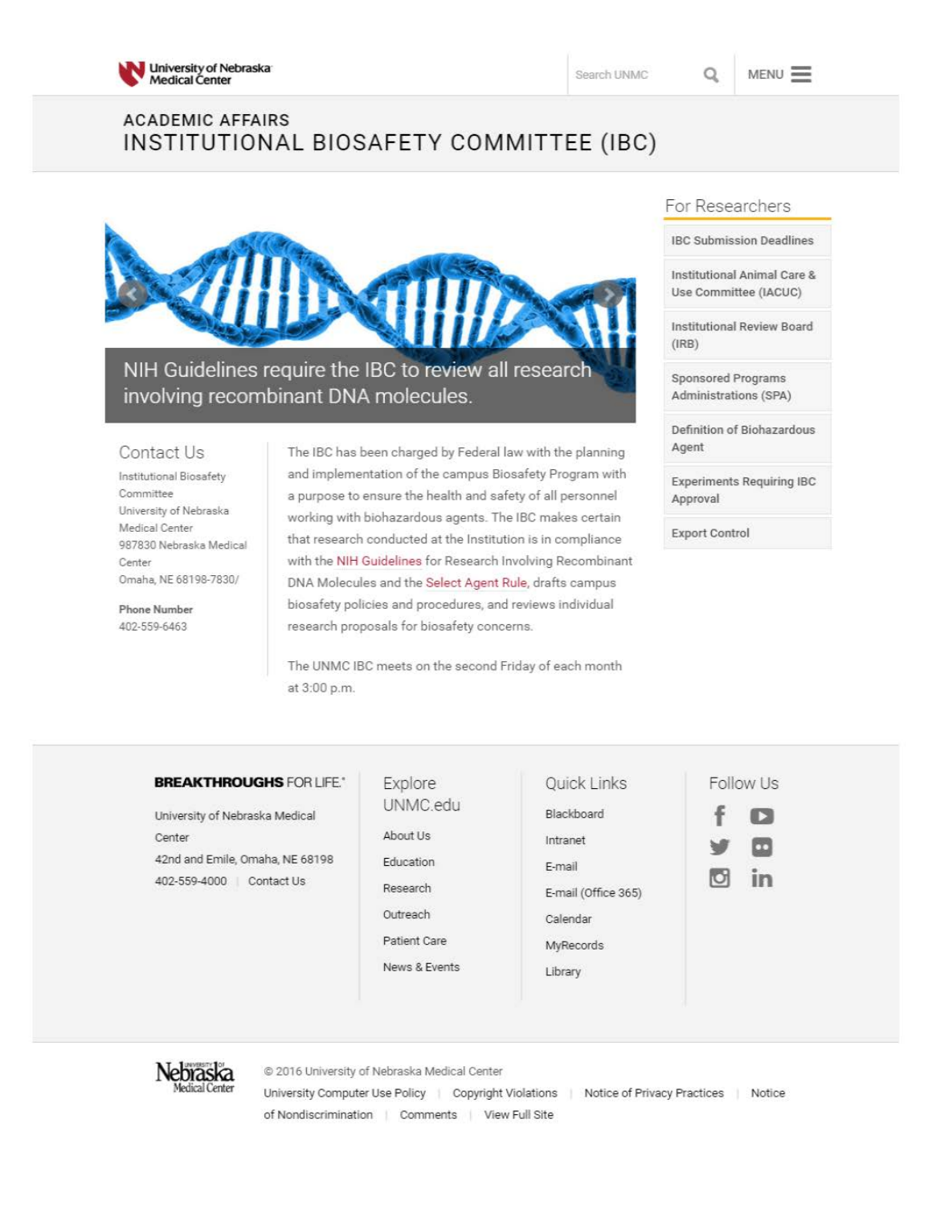University of Nebraska Medical Center

Search UNMC

MENU

ACADEMIC AFFAIRS

# INSTITUTIONAL BIOSAFETY COMMITTEE (IBC)

NIH Guidelines require the IBC to review all research involving recombinant DNA molecules.

## Contact Us

Institutional Biosafety Committee
University of Nebraska Medical Center
987830 Nebraska Medical Center
Omaha, NE 68198-7830/

**Phone Number**
402-559-6463

The IBC has been charged by Federal law with the planning and implementation of the campus Biosafety Program with a purpose to ensure the health and safety of all personnel working with biohazardous agents. The IBC makes certain that research conducted at the Institution is in compliance with the NIH Guidelines for Research Involving Recombinant DNA Molecules and the Select Agent Rule, drafts campus biosafety policies and procedures, and reviews individual research proposals for biosafety concerns.

The UNMC IBC meets on the second Friday of each month at 3:00 p.m.

## For Researchers

- IBC Submission Deadlines
- Institutional Animal Care & Use Committee (IACUC)
- Institutional Review Board (IRB)
- Sponsored Programs Administrations (SPA)
- Definition of Biohazardous Agent
- Experiments Requiring IBC Approval
- Export Control

**BREAKTHROUGHS** FOR LIFE.*

University of Nebraska Medical Center
42nd and Emile, Omaha, NE 68198
402-559-4000 | Contact Us

### Explore UNMC.edu

- About Us
- Education
- Research
- Outreach
- Patient Care
- News & Events

### Quick Links

- Blackboard
- Intranet
- E-mail
- E-mail (Office 365)
- Calendar
- MyRecords
- Library

### Follow Us

Nebraska Medical Center

© 2016 University of Nebraska Medical Center
University Computer Use Policy | Copyright Violations | Notice of Privacy Practices | Notice of Nondiscrimination | Comments | View Full Site